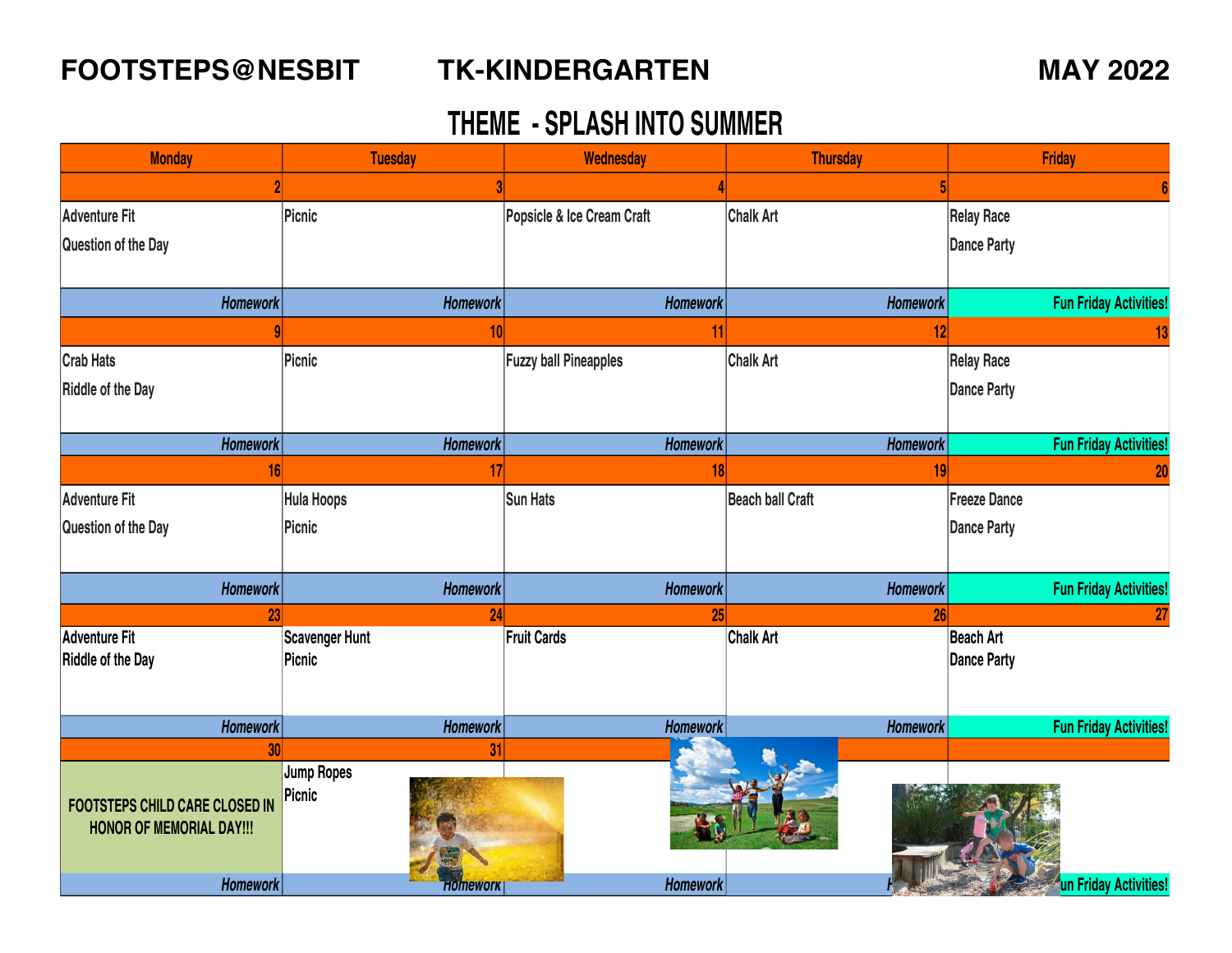# FOOTSTEPS@NESBIT TK-KINDERGARTEN MAY 2022

## THEME - SPLASH INTO SUMMER

| Monday | Tuesday | Wednesday | Thursday | Friday |
|---|---|---|---|---|
| 2 | 3 | 4 | 5 | 6 |
| Adventure Fit<br>Question of the Day | Picnic | Popsicle & Ice Cream Craft | Chalk Art | Relay Race<br>Dance Party |
| *Homework* | *Homework* | *Homework* | *Homework* | Fun Friday Activities! |
| 9 | 10 | 11 | 12 | 13 |
| Crab Hats<br>Riddle of the Day | Picnic | Fuzzy ball Pineapples | Chalk Art | Relay Race<br>Dance Party |
| *Homework* | *Homework* | *Homework* | *Homework* | Fun Friday Activities! |
| 16 | 17 | 18 | 19 | 20 |
| Adventure Fit<br>Question of the Day | Hula Hoops<br>Picnic | Sun Hats | Beach ball Craft | Freeze Dance<br>Dance Party |
| *Homework* | *Homework* | *Homework* | *Homework* | Fun Friday Activities! |
| 23 | 24 | 25 | 26 | 27 |
| Adventure Fit<br>Riddle of the Day | Scavenger Hunt<br>Picnic | Fruit Cards | Chalk Art | Beach Art<br>Dance Party |
| *Homework* | *Homework* | *Homework* | *Homework* | Fun Friday Activities! |
| 30 | 31 | | | |
| FOOTSTEPS CHILD CARE CLOSED IN HONOR OF MEMORIAL DAY!!! | Jump Ropes<br>Picnic | | | |
| *Homework* | *Homework* | *Homework* | *Homework* | Fun Friday Activities! |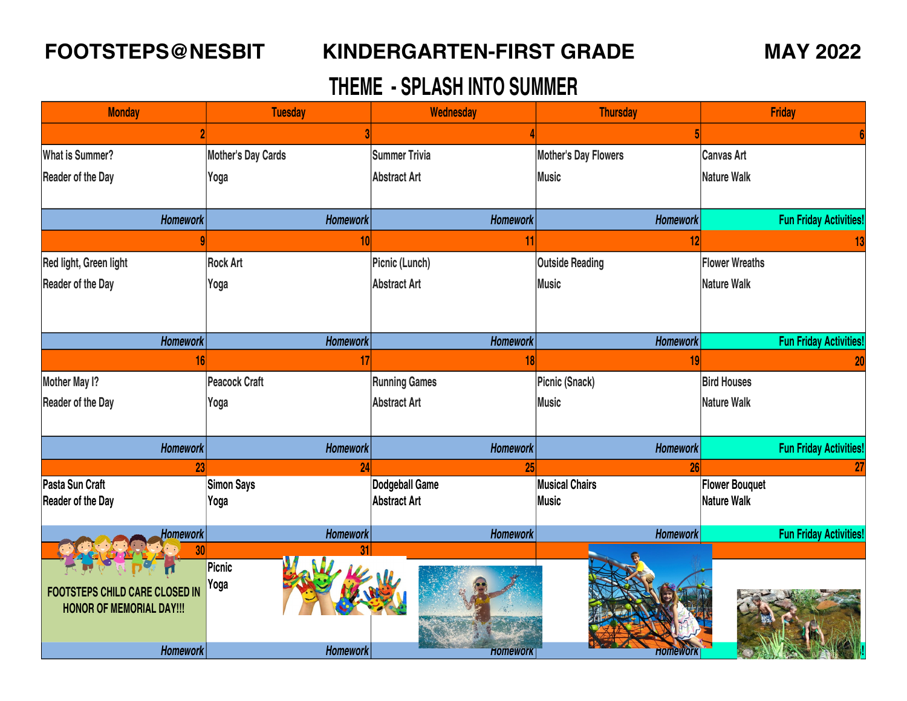**FOOTSTEPS@NESBIT** **KINDERGARTEN-FIRST GRADE** **MAY 2022**

# THEME - SPLASH INTO SUMMER

| Monday | Tuesday | Wednesday | Thursday | Friday |
|---|---|---|---|---|
| 2 | 3 | 4 | 5 | 6 |
| What is Summer?<br>Reader of the Day | Mother's Day Cards<br>Yoga | Summer Trivia<br>Abstract Art | Mother's Day Flowers<br>Music | Canvas Art<br>Nature Walk |
| *Homework* | *Homework* | *Homework* | *Homework* | Fun Friday Activities! |
| 9 | 10 | 11 | 12 | 13 |
| Red light, Green light<br>Reader of the Day | Rock Art<br>Yoga | Picnic (Lunch)<br>Abstract Art | Outside Reading<br>Music | Flower Wreaths<br>Nature Walk |
| *Homework* | *Homework* | *Homework* | *Homework* | Fun Friday Activities! |
| 16 | 17 | 18 | 19 | 20 |
| Mother May I?<br>Reader of the Day | Peacock Craft<br>Yoga | Running Games<br>Abstract Art | Picnic (Snack)<br>Music | Bird Houses<br>Nature Walk |
| *Homework* | *Homework* | *Homework* | *Homework* | Fun Friday Activities! |
| 23 | 24 | 25 | 26 | 27 |
| Pasta Sun Craft<br>Reader of the Day | Simon Says<br>Yoga | Dodgeball Game<br>Abstract Art | Musical Chairs<br>Music | Flower Bouquet<br>Nature Walk |
| *Homework* | *Homework* | *Homework* | *Homework* | Fun Friday Activities! |
| 30 | 31 | | | |
| FOOTSTEPS CHILD CARE CLOSED IN HONOR OF MEMORIAL DAY!!! | Picnic<br>Yoga | | | |
| *Homework* | *Homework* | *Homework* | *Homework* | ! |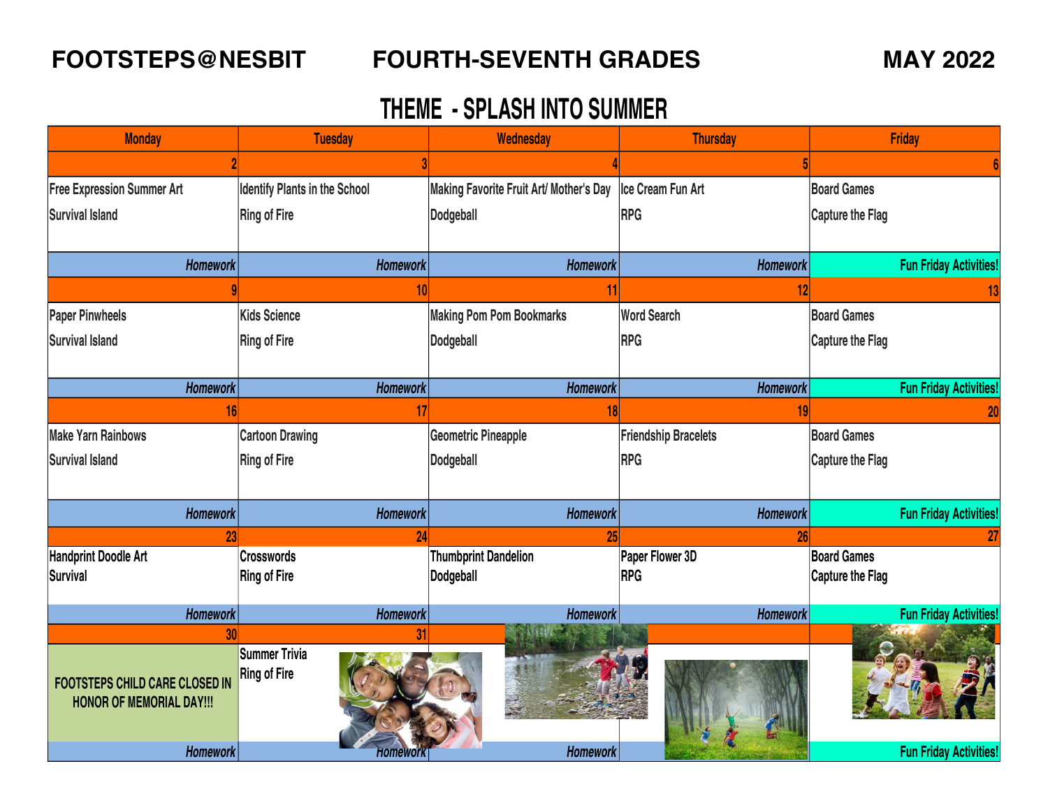**FOOTSTEPS@NESBIT** **FOURTH-SEVENTH GRADES** **MAY 2022**

# THEME - SPLASH INTO SUMMER

| Monday | Tuesday | Wednesday | Thursday | Friday |
|---|---|---|---|---|
| 2 | 3 | 4 | 5 | 6 |
| Free Expression Summer Art<br>Survival Island | Identify Plants in the School<br>Ring of Fire | Making Favorite Fruit Art/ Mother's Day<br>Dodgeball | Ice Cream Fun Art<br>RPG | Board Games<br>Capture the Flag |
| *Homework* | *Homework* | *Homework* | *Homework* | **Fun Friday Activities!** |
| 9 | 10 | 11 | 12 | 13 |
| Paper Pinwheels<br>Survival Island | Kids Science<br>Ring of Fire | Making Pom Pom Bookmarks<br>Dodgeball | Word Search<br>RPG | Board Games<br>Capture the Flag |
| *Homework* | *Homework* | *Homework* | *Homework* | **Fun Friday Activities!** |
| 16 | 17 | 18 | 19 | 20 |
| Make Yarn Rainbows<br>Survival Island | Cartoon Drawing<br>Ring of Fire | Geometric Pineapple<br>Dodgeball | Friendship Bracelets<br>RPG | Board Games<br>Capture the Flag |
| *Homework* | *Homework* | *Homework* | *Homework* | **Fun Friday Activities!** |
| 23 | 24 | 25 | 26 | 27 |
| Handprint Doodle Art<br>Survival | Crosswords<br>Ring of Fire | Thumbprint Dandelion<br>Dodgeball | Paper Flower 3D<br>RPG | Board Games<br>Capture the Flag |
| *Homework* | *Homework* | *Homework* | *Homework* | **Fun Friday Activities!** |
| 30 | 31 | | | |
| **FOOTSTEPS CHILD CARE CLOSED IN HONOR OF MEMORIAL DAY!!!** | Summer Trivia<br>Ring of Fire | | | |
| *Homework* | *Homework* | *Homework* | | **Fun Friday Activities!** |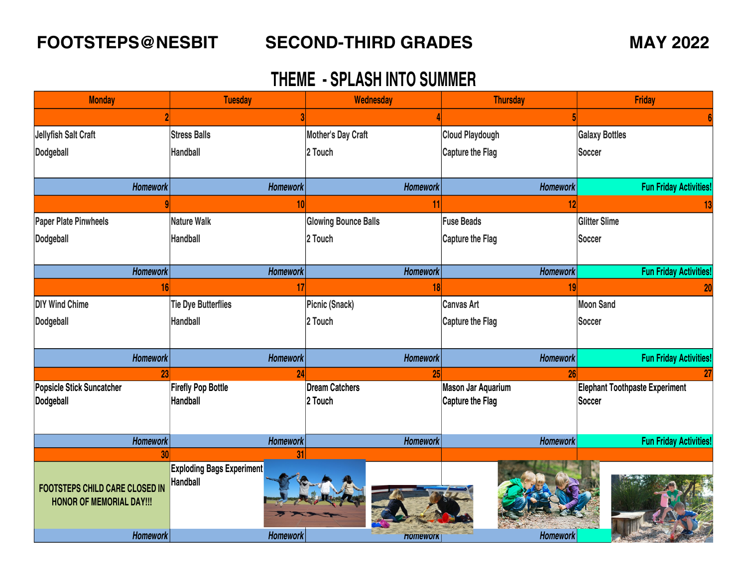**FOOTSTEPS@NESBIT** | **SECOND-THIRD GRADES** | **MAY 2022**

# THEME - SPLASH INTO SUMMER

| Monday | Tuesday | Wednesday | Thursday | Friday |
|---|---|---|---|---|
| 2 | 3 | 4 | 5 | 6 |
| Jellyfish Salt Craft<br>Dodgeball | Stress Balls<br>Handball | Mother's Day Craft<br>2 Touch | Cloud Playdough<br>Capture the Flag | Galaxy Bottles<br>Soccer |
| *Homework* | *Homework* | *Homework* | *Homework* | Fun Friday Activities! |
| 9 | 10 | 11 | 12 | 13 |
| Paper Plate Pinwheels<br>Dodgeball | Nature Walk<br>Handball | Glowing Bounce Balls<br>2 Touch | Fuse Beads<br>Capture the Flag | Glitter Slime<br>Soccer |
| *Homework* | *Homework* | *Homework* | *Homework* | Fun Friday Activities! |
| 16 | 17 | 18 | 19 | 20 |
| DIY Wind Chime<br>Dodgeball | Tie Dye Butterflies<br>Handball | Picnic (Snack)<br>2 Touch | Canvas Art<br>Capture the Flag | Moon Sand<br>Soccer |
| *Homework* | *Homework* | *Homework* | *Homework* | Fun Friday Activities! |
| 23 | 24 | 25 | 26 | 27 |
| Popsicle Stick Suncatcher<br>Dodgeball | Firefly Pop Bottle<br>Handball | Dream Catchers<br>2 Touch | Mason Jar Aquarium<br>Capture the Flag | Elephant Toothpaste Experiment<br>Soccer |
| *Homework* | *Homework* | *Homework* | *Homework* | Fun Friday Activities! |
| 30 | 31 | | | |
| FOOTSTEPS CHILD CARE CLOSED IN HONOR OF MEMORIAL DAY!!! | Exploding Bags Experiment<br>Handball | | | |
| *Homework* | *Homework* | *Homework* | *Homework* | |